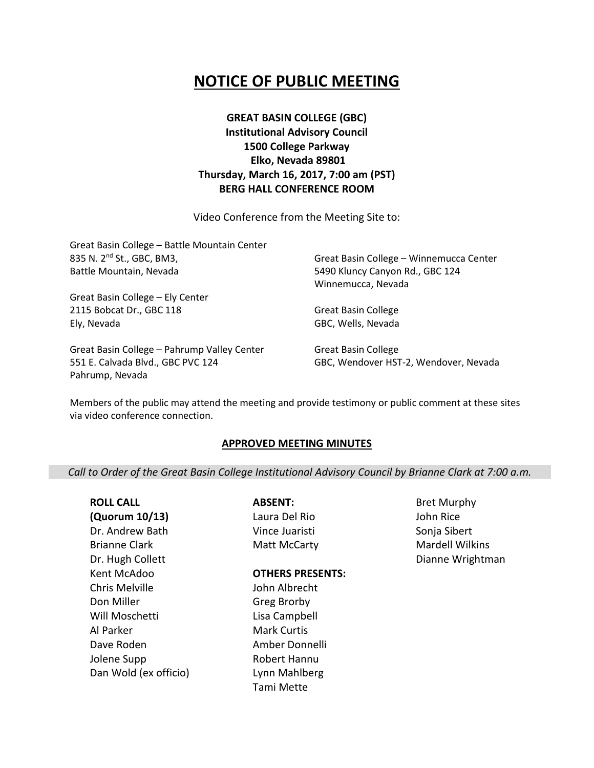# NOTICE OF PUBLIC MEETING

**GREAT BASIN COLLEGE (GBC)**
**Institutional Advisory Council**
**1500 College Parkway**
**Elko, Nevada 89801**
**Thursday, March 16, 2017, 7:00 am (PST)**
**BERG HALL CONFERENCE ROOM**

Video Conference from the Meeting Site to:

Great Basin College – Battle Mountain Center
835 N. 2nd St., GBC, BM3,
Battle Mountain, Nevada

Great Basin College – Winnemucca Center
5490 Kluncy Canyon Rd., GBC 124
Winnemucca, Nevada

Great Basin College – Ely Center
2115 Bobcat Dr., GBC 118
Ely, Nevada

Great Basin College
GBC, Wells, Nevada

Great Basin College – Pahrump Valley Center
551 E. Calvada Blvd., GBC PVC 124
Pahrump, Nevada

Great Basin College
GBC, Wendover HST-2, Wendover, Nevada

Members of the public may attend the meeting and provide testimony or public comment at these sites via video conference connection.

## APPROVED MEETING MINUTES

*Call to Order of the Great Basin College Institutional Advisory Council by Brianne Clark at 7:00 a.m.*

**ROLL CALL**
**(Quorum 10/13)**
Dr. Andrew Bath
Brianne Clark
Dr. Hugh Collett
Kent McAdoo
Chris Melville
Don Miller
Will Moschetti
Al Parker
Dave Roden
Jolene Supp
Dan Wold (ex officio)

**ABSENT:**
Laura Del Rio
Vince Juaristi
Matt McCarty

**OTHERS PRESENTS:**
John Albrecht
Greg Brorby
Lisa Campbell
Mark Curtis
Amber Donnelli
Robert Hannu
Lynn Mahlberg
Tami Mette
Bret Murphy
John Rice
Sonja Sibert
Mardell Wilkins
Dianne Wrightman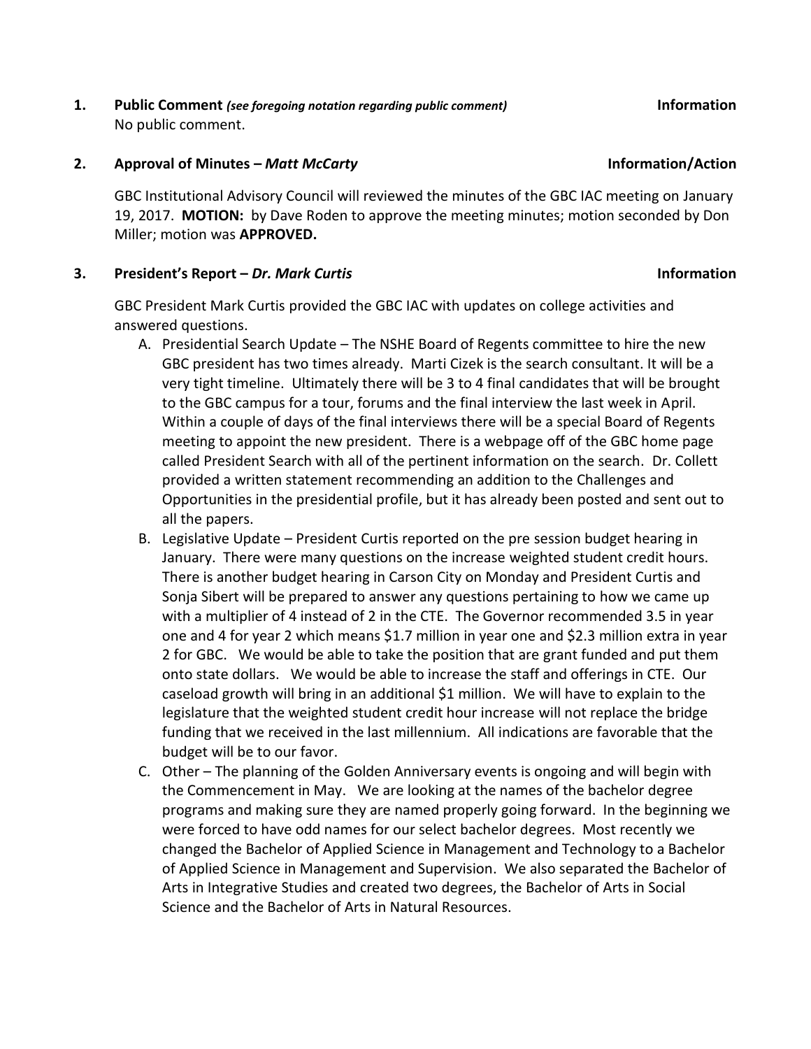**1. Public Comment** ***(see foregoing notation regarding public comment)*** **Information**

No public comment.

**2. Approval of Minutes –** ***Matt McCarty*** **Information/Action**

GBC Institutional Advisory Council will reviewed the minutes of the GBC IAC meeting on January 19, 2017. **MOTION:** by Dave Roden to approve the meeting minutes; motion seconded by Don Miller; motion was **APPROVED.**

**3. President's Report –** ***Dr. Mark Curtis*** **Information**

GBC President Mark Curtis provided the GBC IAC with updates on college activities and answered questions.

A. Presidential Search Update – The NSHE Board of Regents committee to hire the new GBC president has two times already. Marti Cizek is the search consultant. It will be a very tight timeline. Ultimately there will be 3 to 4 final candidates that will be brought to the GBC campus for a tour, forums and the final interview the last week in April. Within a couple of days of the final interviews there will be a special Board of Regents meeting to appoint the new president. There is a webpage off of the GBC home page called President Search with all of the pertinent information on the search. Dr. Collett provided a written statement recommending an addition to the Challenges and Opportunities in the presidential profile, but it has already been posted and sent out to all the papers.

B. Legislative Update – President Curtis reported on the pre session budget hearing in January. There were many questions on the increase weighted student credit hours. There is another budget hearing in Carson City on Monday and President Curtis and Sonja Sibert will be prepared to answer any questions pertaining to how we came up with a multiplier of 4 instead of 2 in the CTE. The Governor recommended 3.5 in year one and 4 for year 2 which means $1.7 million in year one and $2.3 million extra in year 2 for GBC. We would be able to take the position that are grant funded and put them onto state dollars. We would be able to increase the staff and offerings in CTE. Our caseload growth will bring in an additional $1 million. We will have to explain to the legislature that the weighted student credit hour increase will not replace the bridge funding that we received in the last millennium. All indications are favorable that the budget will be to our favor.

C. Other – The planning of the Golden Anniversary events is ongoing and will begin with the Commencement in May. We are looking at the names of the bachelor degree programs and making sure they are named properly going forward. In the beginning we were forced to have odd names for our select bachelor degrees. Most recently we changed the Bachelor of Applied Science in Management and Technology to a Bachelor of Applied Science in Management and Supervision. We also separated the Bachelor of Arts in Integrative Studies and created two degrees, the Bachelor of Arts in Social Science and the Bachelor of Arts in Natural Resources.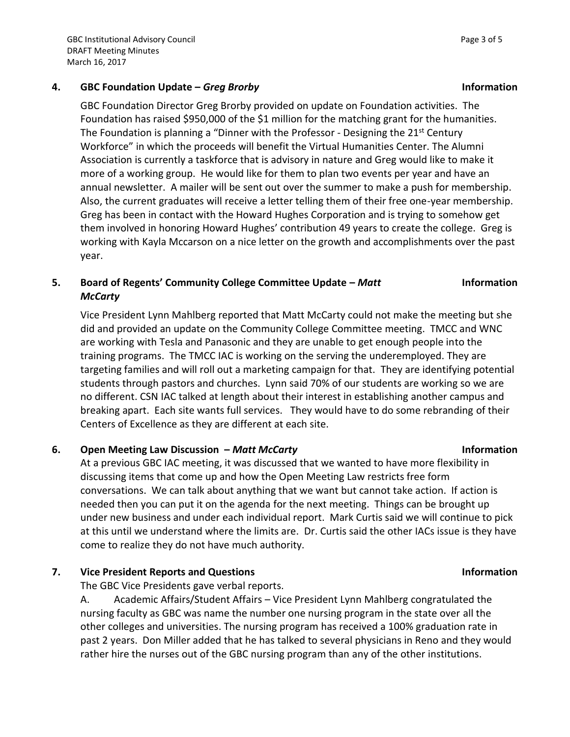**4. GBC Foundation Update – *Greg Brorby*** **Information**

GBC Foundation Director Greg Brorby provided on update on Foundation activities. The Foundation has raised $950,000 of the $1 million for the matching grant for the humanities. The Foundation is planning a "Dinner with the Professor - Designing the 21st Century Workforce" in which the proceeds will benefit the Virtual Humanities Center. The Alumni Association is currently a taskforce that is advisory in nature and Greg would like to make it more of a working group. He would like for them to plan two events per year and have an annual newsletter. A mailer will be sent out over the summer to make a push for membership. Also, the current graduates will receive a letter telling them of their free one-year membership. Greg has been in contact with the Howard Hughes Corporation and is trying to somehow get them involved in honoring Howard Hughes' contribution 49 years to create the college. Greg is working with Kayla Mccarson on a nice letter on the growth and accomplishments over the past year.

**5. Board of Regents' Community College Committee Update – *Matt McCarty*** **Information**

Vice President Lynn Mahlberg reported that Matt McCarty could not make the meeting but she did and provided an update on the Community College Committee meeting. TMCC and WNC are working with Tesla and Panasonic and they are unable to get enough people into the training programs. The TMCC IAC is working on the serving the underemployed. They are targeting families and will roll out a marketing campaign for that. They are identifying potential students through pastors and churches. Lynn said 70% of our students are working so we are no different. CSN IAC talked at length about their interest in establishing another campus and breaking apart. Each site wants full services. They would have to do some rebranding of their Centers of Excellence as they are different at each site.

**6. Open Meeting Law Discussion – *Matt McCarty*** **Information**

At a previous GBC IAC meeting, it was discussed that we wanted to have more flexibility in discussing items that come up and how the Open Meeting Law restricts free form conversations. We can talk about anything that we want but cannot take action. If action is needed then you can put it on the agenda for the next meeting. Things can be brought up under new business and under each individual report. Mark Curtis said we will continue to pick at this until we understand where the limits are. Dr. Curtis said the other IACs issue is they have come to realize they do not have much authority.

**7. Vice President Reports and Questions** **Information**

The GBC Vice Presidents gave verbal reports.

A. Academic Affairs/Student Affairs – Vice President Lynn Mahlberg congratulated the nursing faculty as GBC was name the number one nursing program in the state over all the other colleges and universities. The nursing program has received a 100% graduation rate in past 2 years. Don Miller added that he has talked to several physicians in Reno and they would rather hire the nurses out of the GBC nursing program than any of the other institutions.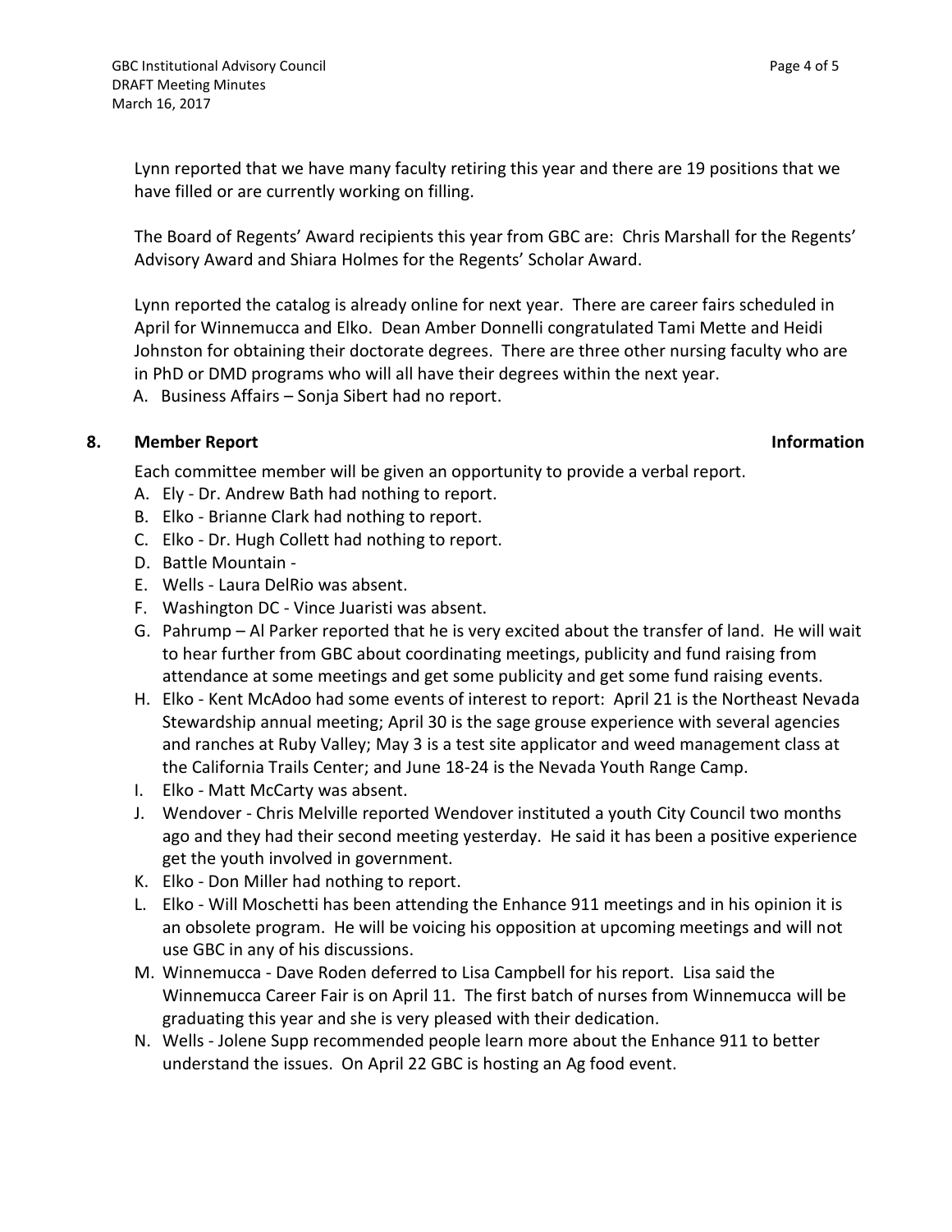Lynn reported that we have many faculty retiring this year and there are 19 positions that we have filled or are currently working on filling.

The Board of Regents' Award recipients this year from GBC are: Chris Marshall for the Regents' Advisory Award and Shiara Holmes for the Regents' Scholar Award.

Lynn reported the catalog is already online for next year. There are career fairs scheduled in April for Winnemucca and Elko. Dean Amber Donnelli congratulated Tami Mette and Heidi Johnston for obtaining their doctorate degrees. There are three other nursing faculty who are in PhD or DMD programs who will all have their degrees within the next year.

A. Business Affairs – Sonja Sibert had no report.

## 8. Member Report — Information

Each committee member will be given an opportunity to provide a verbal report.

A. Ely - Dr. Andrew Bath had nothing to report.
B. Elko - Brianne Clark had nothing to report.
C. Elko - Dr. Hugh Collett had nothing to report.
D. Battle Mountain -
E. Wells - Laura DelRio was absent.
F. Washington DC - Vince Juaristi was absent.
G. Pahrump – Al Parker reported that he is very excited about the transfer of land. He will wait to hear further from GBC about coordinating meetings, publicity and fund raising from attendance at some meetings and get some publicity and get some fund raising events.
H. Elko - Kent McAdoo had some events of interest to report: April 21 is the Northeast Nevada Stewardship annual meeting; April 30 is the sage grouse experience with several agencies and ranches at Ruby Valley; May 3 is a test site applicator and weed management class at the California Trails Center; and June 18-24 is the Nevada Youth Range Camp.
I. Elko - Matt McCarty was absent.
J. Wendover - Chris Melville reported Wendover instituted a youth City Council two months ago and they had their second meeting yesterday. He said it has been a positive experience get the youth involved in government.
K. Elko - Don Miller had nothing to report.
L. Elko - Will Moschetti has been attending the Enhance 911 meetings and in his opinion it is an obsolete program. He will be voicing his opposition at upcoming meetings and will not use GBC in any of his discussions.
M. Winnemucca - Dave Roden deferred to Lisa Campbell for his report. Lisa said the Winnemucca Career Fair is on April 11. The first batch of nurses from Winnemucca will be graduating this year and she is very pleased with their dedication.
N. Wells - Jolene Supp recommended people learn more about the Enhance 911 to better understand the issues. On April 22 GBC is hosting an Ag food event.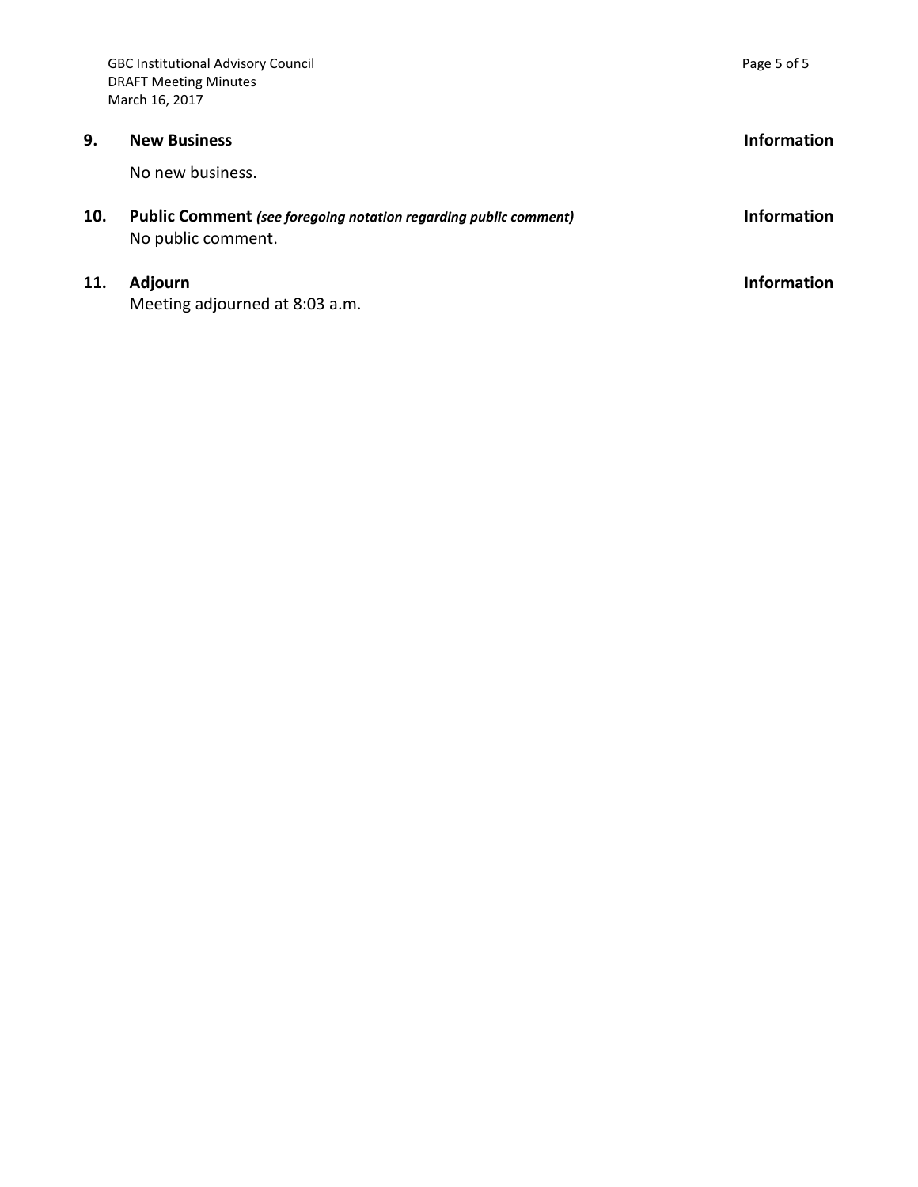**9. New Business** **Information**

No new business.

**10. Public Comment** ***(see foregoing notation regarding public comment)*** **Information**

No public comment.

**11. Adjourn** **Information**

Meeting adjourned at 8:03 a.m.